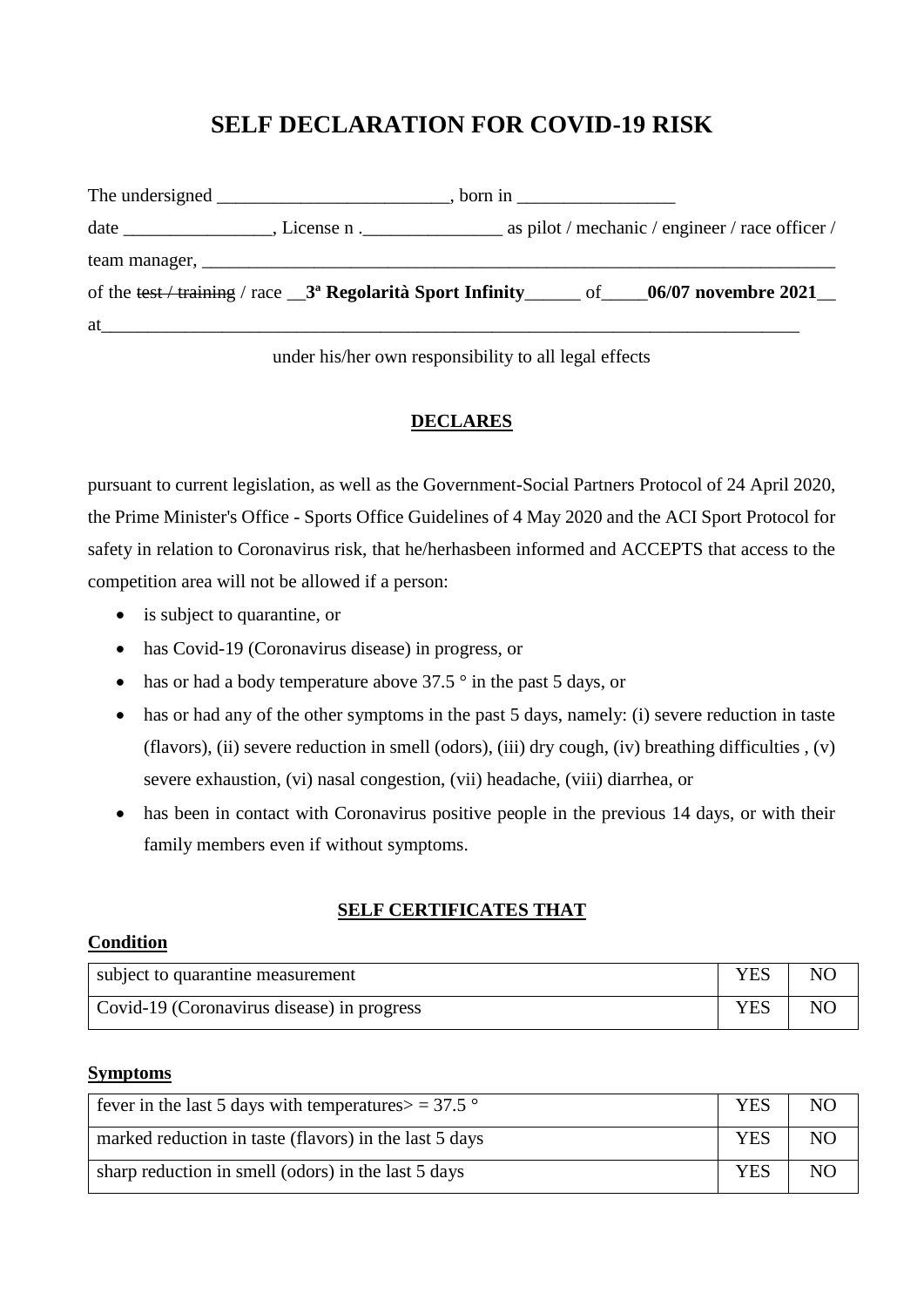# SELF DECLARATION FOR COVID-19 RISK

The undersigned _________________________, born in _________________

date ________________, License n ._______________ as pilot / mechanic / engineer / race officer /

team manager, ______________________________________________________________________

of the ~~test / training~~ / race __**3ª Regolarità Sport Infinity**______ of_____**06/07 novembre 2021**__

at______________________________________________________________________________

under his/her own responsibility to all legal effects

**DECLARES**

pursuant to current legislation, as well as the Government-Social Partners Protocol of 24 April 2020, the Prime Minister's Office - Sports Office Guidelines of 4 May 2020 and the ACI Sport Protocol for safety in relation to Coronavirus risk, that he/herhasbeen informed and ACCEPTS that access to the competition area will not be allowed if a person:

- is subject to quarantine, or
- has Covid-19 (Coronavirus disease) in progress, or
- has or had a body temperature above 37.5 ° in the past 5 days, or
- has or had any of the other symptoms in the past 5 days, namely: (i) severe reduction in taste (flavors), (ii) severe reduction in smell (odors), (iii) dry cough, (iv) breathing difficulties , (v) severe exhaustion, (vi) nasal congestion, (vii) headache, (viii) diarrhea, or
- has been in contact with Coronavirus positive people in the previous 14 days, or with their family members even if without symptoms.

**SELF CERTIFICATES THAT**

**Condition**

| | | |
|---|---|---|
| subject to quarantine measurement | YES | NO |
| Covid-19 (Coronavirus disease) in progress | YES | NO |

**Symptoms**

| | | |
|---|---|---|
| fever in the last 5 days with temperatures> = 37.5 ° | YES | NO |
| marked reduction in taste (flavors) in the last 5 days | YES | NO |
| sharp reduction in smell (odors) in the last 5 days | YES | NO |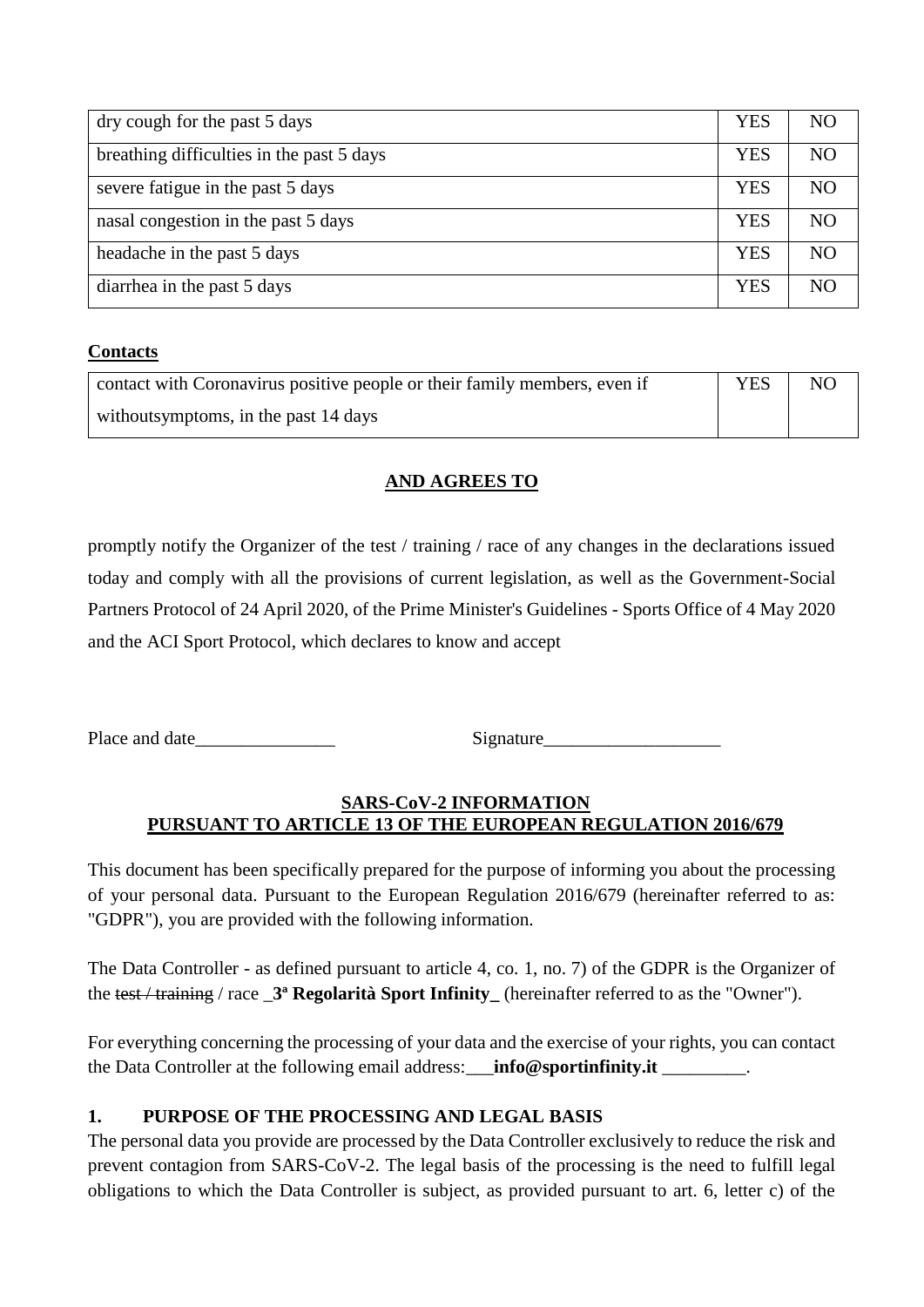| | | |
|---|---|---|
| dry cough for the past 5 days | YES | NO |
| breathing difficulties in the past 5 days | YES | NO |
| severe fatigue in the past 5 days | YES | NO |
| nasal congestion in the past 5 days | YES | NO |
| headache in the past 5 days | YES | NO |
| diarrhea in the past 5 days | YES | NO |

**Contacts**

| | | |
|---|---|---|
| contact with Coronavirus positive people or their family members, even if withoutsymptoms, in the past 14 days | YES | NO |

**AND AGREES TO**

promptly notify the Organizer of the test / training / race of any changes in the declarations issued today and comply with all the provisions of current legislation, as well as the Government-Social Partners Protocol of 24 April 2020, of the Prime Minister's Guidelines - Sports Office of 4 May 2020 and the ACI Sport Protocol, which declares to know and accept

Place and date_______________ Signature___________________

**SARS-CoV-2 INFORMATION**
**PURSUANT TO ARTICLE 13 OF THE EUROPEAN REGULATION 2016/679**

This document has been specifically prepared for the purpose of informing you about the processing of your personal data. Pursuant to the European Regulation 2016/679 (hereinafter referred to as: "GDPR"), you are provided with the following information.

The Data Controller - as defined pursuant to article 4, co. 1, no. 7) of the GDPR is the Organizer of the ~~test / training~~ / race _**3ª Regolarità Sport Infinity**_ (hereinafter referred to as the "Owner").

For everything concerning the processing of your data and the exercise of your rights, you can contact the Data Controller at the following email address:___**info@sportinfinity.it** _________.

**1. PURPOSE OF THE PROCESSING AND LEGAL BASIS**

The personal data you provide are processed by the Data Controller exclusively to reduce the risk and prevent contagion from SARS-CoV-2. The legal basis of the processing is the need to fulfill legal obligations to which the Data Controller is subject, as provided pursuant to art. 6, letter c) of the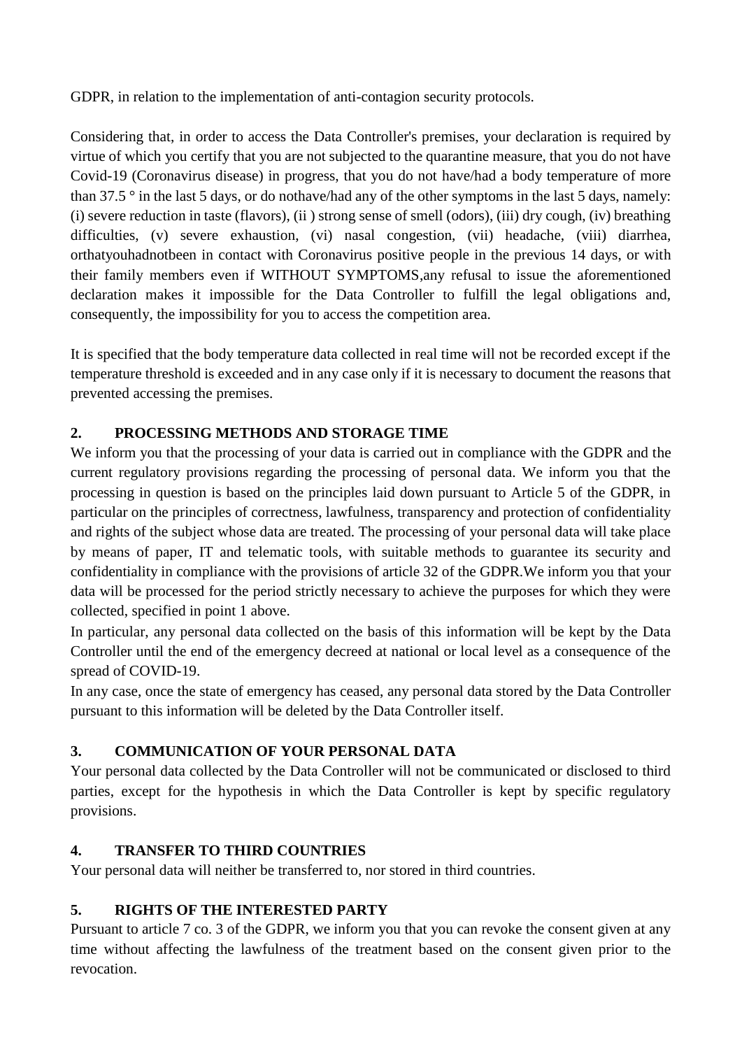GDPR, in relation to the implementation of anti-contagion security protocols.

Considering that, in order to access the Data Controller's premises, your declaration is required by virtue of which you certify that you are not subjected to the quarantine measure, that you do not have Covid-19 (Coronavirus disease) in progress, that you do not have/had a body temperature of more than 37.5 ° in the last 5 days, or do nothave/had any of the other symptoms in the last 5 days, namely: (i) severe reduction in taste (flavors), (ii ) strong sense of smell (odors), (iii) dry cough, (iv) breathing difficulties, (v) severe exhaustion, (vi) nasal congestion, (vii) headache, (viii) diarrhea, orthatyouhadnotbeen in contact with Coronavirus positive people in the previous 14 days, or with their family members even if WITHOUT SYMPTOMS,any refusal to issue the aforementioned declaration makes it impossible for the Data Controller to fulfill the legal obligations and, consequently, the impossibility for you to access the competition area.

It is specified that the body temperature data collected in real time will not be recorded except if the temperature threshold is exceeded and in any case only if it is necessary to document the reasons that prevented accessing the premises.

## 2. PROCESSING METHODS AND STORAGE TIME

We inform you that the processing of your data is carried out in compliance with the GDPR and the current regulatory provisions regarding the processing of personal data. We inform you that the processing in question is based on the principles laid down pursuant to Article 5 of the GDPR, in particular on the principles of correctness, lawfulness, transparency and protection of confidentiality and rights of the subject whose data are treated. The processing of your personal data will take place by means of paper, IT and telematic tools, with suitable methods to guarantee its security and confidentiality in compliance with the provisions of article 32 of the GDPR.We inform you that your data will be processed for the period strictly necessary to achieve the purposes for which they were collected, specified in point 1 above.

In particular, any personal data collected on the basis of this information will be kept by the Data Controller until the end of the emergency decreed at national or local level as a consequence of the spread of COVID-19.

In any case, once the state of emergency has ceased, any personal data stored by the Data Controller pursuant to this information will be deleted by the Data Controller itself.

## 3. COMMUNICATION OF YOUR PERSONAL DATA

Your personal data collected by the Data Controller will not be communicated or disclosed to third parties, except for the hypothesis in which the Data Controller is kept by specific regulatory provisions.

## 4. TRANSFER TO THIRD COUNTRIES

Your personal data will neither be transferred to, nor stored in third countries.

## 5. RIGHTS OF THE INTERESTED PARTY

Pursuant to article 7 co. 3 of the GDPR, we inform you that you can revoke the consent given at any time without affecting the lawfulness of the treatment based on the consent given prior to the revocation.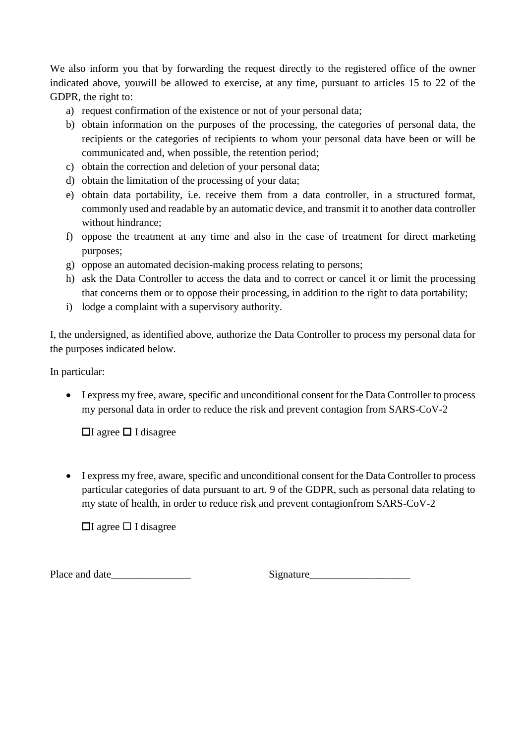We also inform you that by forwarding the request directly to the registered office of the owner indicated above, youwill be allowed to exercise, at any time, pursuant to articles 15 to 22 of the GDPR, the right to:

a) request confirmation of the existence or not of your personal data;
b) obtain information on the purposes of the processing, the categories of personal data, the recipients or the categories of recipients to whom your personal data have been or will be communicated and, when possible, the retention period;
c) obtain the correction and deletion of your personal data;
d) obtain the limitation of the processing of your data;
e) obtain data portability, i.e. receive them from a data controller, in a structured format, commonly used and readable by an automatic device, and transmit it to another data controller without hindrance;
f) oppose the treatment at any time and also in the case of treatment for direct marketing purposes;
g) oppose an automated decision-making process relating to persons;
h) ask the Data Controller to access the data and to correct or cancel it or limit the processing that concerns them or to oppose their processing, in addition to the right to data portability;
i) lodge a complaint with a supervisory authority.

I, the undersigned, as identified above, authorize the Data Controller to process my personal data for the purposes indicated below.

In particular:

- I express my free, aware, specific and unconditional consent for the Data Controller to process my personal data in order to reduce the risk and prevent contagion from SARS-CoV-2

  ☐I agree ☐ I disagree

- I express my free, aware, specific and unconditional consent for the Data Controller to process particular categories of data pursuant to art. 9 of the GDPR, such as personal data relating to my state of health, in order to reduce risk and prevent contagionfrom SARS-CoV-2

  ☐I agree ☐ I disagree

Place and date_______________ Signature___________________